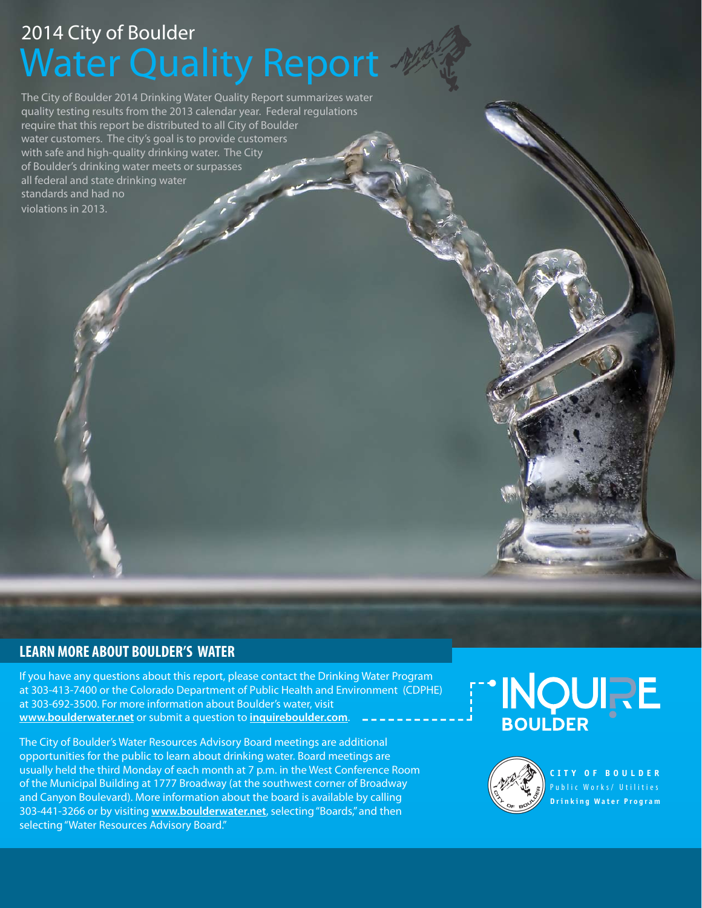# 2014 City of Boulder Water Quality Report

The City of Boulder 2014 Drinking Water Quality Report summarizes water quality testing results from the 2013 calendar year. Federal regulations require that this report be distributed to all City of Boulder water customers. The city's goal is to provide customers with safe and high-quality drinking water. The City of Boulder's drinking water meets or surpasses all federal and state drinking water standards and had no violations in 2013.

## LEARN MORE ABOUT BOULDER'S WATER

If you have any questions about this report, please contact the Drinking Water Program at 303-413-7400 or the Colorado Department of Public Health and Environment (CDPHE) at 303-692-3500. For more information about Boulder's water, visit **www.boulderwater.net** or submit a question to **inquireboulder.com**.

The City of Boulder's Water Resources Advisory Board meetings are additional opportunities for the public to learn about drinking water. Board meetings are usually held the third Monday of each month at 7 p.m. in the West Conference Room of the Municipal Building at 1777 Broadway (at the southwest corner of Broadway and Canyon Boulevard). More information about the board is available by calling 303-441-3266 or by visiting **www.boulderwater.net**, selecting "Boards," and then selecting "Water Resources Advisory Board."

INQUIRE BOULDER

CITY OF BOULDER
Public Works/ Utilities
Drinking Water Program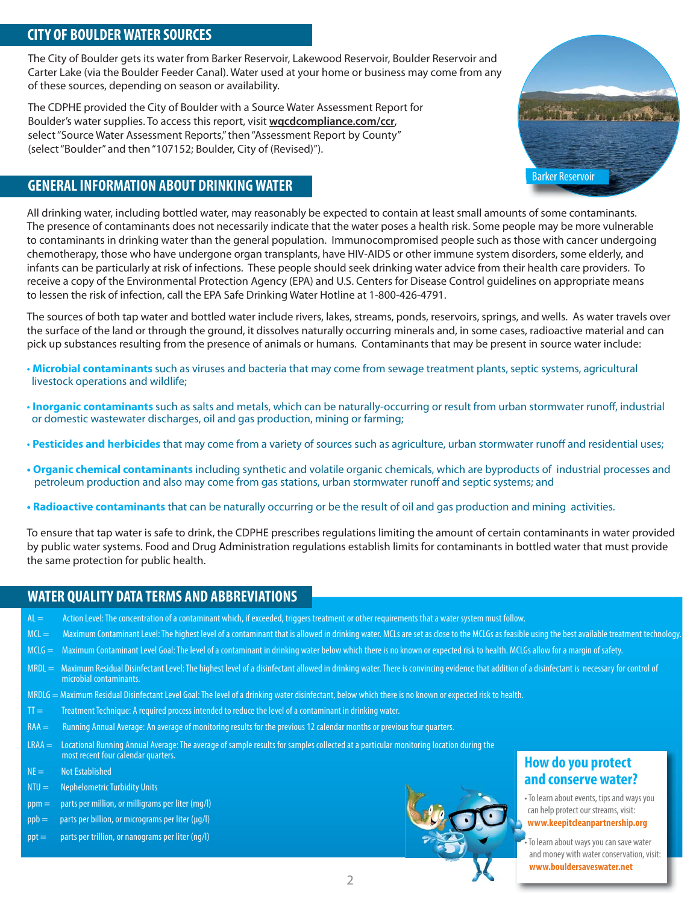## CITY OF BOULDER WATER SOURCES

The City of Boulder gets its water from Barker Reservoir, Lakewood Reservoir, Boulder Reservoir and Carter Lake (via the Boulder Feeder Canal). Water used at your home or business may come from any of these sources, depending on season or availability.

The CDPHE provided the City of Boulder with a Source Water Assessment Report for Boulder's water supplies. To access this report, visit **wqcdcompliance.com/ccr**, select "Source Water Assessment Reports," then "Assessment Report by County" (select "Boulder" and then "107152; Boulder, City of (Revised)").

Barker Reservoir

## GENERAL INFORMATION ABOUT DRINKING WATER

All drinking water, including bottled water, may reasonably be expected to contain at least small amounts of some contaminants. The presence of contaminants does not necessarily indicate that the water poses a health risk. Some people may be more vulnerable to contaminants in drinking water than the general population. Immunocompromised people such as those with cancer undergoing chemotherapy, those who have undergone organ transplants, have HIV-AIDS or other immune system disorders, some elderly, and infants can be particularly at risk of infections. These people should seek drinking water advice from their health care providers. To receive a copy of the Environmental Protection Agency (EPA) and U.S. Centers for Disease Control guidelines on appropriate means to lessen the risk of infection, call the EPA Safe Drinking Water Hotline at 1-800-426-4791.

The sources of both tap water and bottled water include rivers, lakes, streams, ponds, reservoirs, springs, and wells. As water travels over the surface of the land or through the ground, it dissolves naturally occurring minerals and, in some cases, radioactive material and can pick up substances resulting from the presence of animals or humans. Contaminants that may be present in source water include:

- **Microbial contaminants** such as viruses and bacteria that may come from sewage treatment plants, septic systems, agricultural livestock operations and wildlife;
- **Inorganic contaminants** such as salts and metals, which can be naturally-occurring or result from urban stormwater runoff, industrial or domestic wastewater discharges, oil and gas production, mining or farming;
- **Pesticides and herbicides** that may come from a variety of sources such as agriculture, urban stormwater runoff and residential uses;
- **Organic chemical contaminants** including synthetic and volatile organic chemicals, which are byproducts of industrial processes and petroleum production and also may come from gas stations, urban stormwater runoff and septic systems; and
- **Radioactive contaminants** that can be naturally occurring or be the result of oil and gas production and mining activities.

To ensure that tap water is safe to drink, the CDPHE prescribes regulations limiting the amount of certain contaminants in water provided by public water systems. Food and Drug Administration regulations establish limits for contaminants in bottled water that must provide the same protection for public health.

## WATER QUALITY DATA TERMS AND ABBREVIATIONS

AL = Action Level: The concentration of a contaminant which, if exceeded, triggers treatment or other requirements that a water system must follow.

MCL = Maximum Contaminant Level: The highest level of a contaminant that is allowed in drinking water. MCLs are set as close to the MCLGs as feasible using the best available treatment technology.

MCLG = Maximum Contaminant Level Goal: The level of a contaminant in drinking water below which there is no known or expected risk to health. MCLGs allow for a margin of safety.

MRDL = Maximum Residual Disinfectant Level: The highest level of a disinfectant allowed in drinking water. There is convincing evidence that addition of a disinfectant is necessary for control of microbial contaminants.

MRDLG = Maximum Residual Disinfectant Level Goal: The level of a drinking water disinfectant, below which there is no known or expected risk to health.

TT = Treatment Technique: A required process intended to reduce the level of a contaminant in drinking water.

RAA = Running Annual Average: An average of monitoring results for the previous 12 calendar months or previous four quarters.

LRAA = Locational Running Annual Average: The average of sample results for samples collected at a particular monitoring location during the most recent four calendar quarters.

NE = Not Established

NTU = Nephelometric Turbidity Units

ppm = parts per million, or milligrams per liter (mg/l)

ppb = parts per billion, or micrograms per liter (µg/l)

ppt = parts per trillion, or nanograms per liter (ng/l)

### How do you protect and conserve water?

- To learn about events, tips and ways you can help protect our streams, visit: **www.keepitcleanpartnership.org**
- To learn about ways you can save water and money with water conservation, visit: **www.bouldersaveswater.net**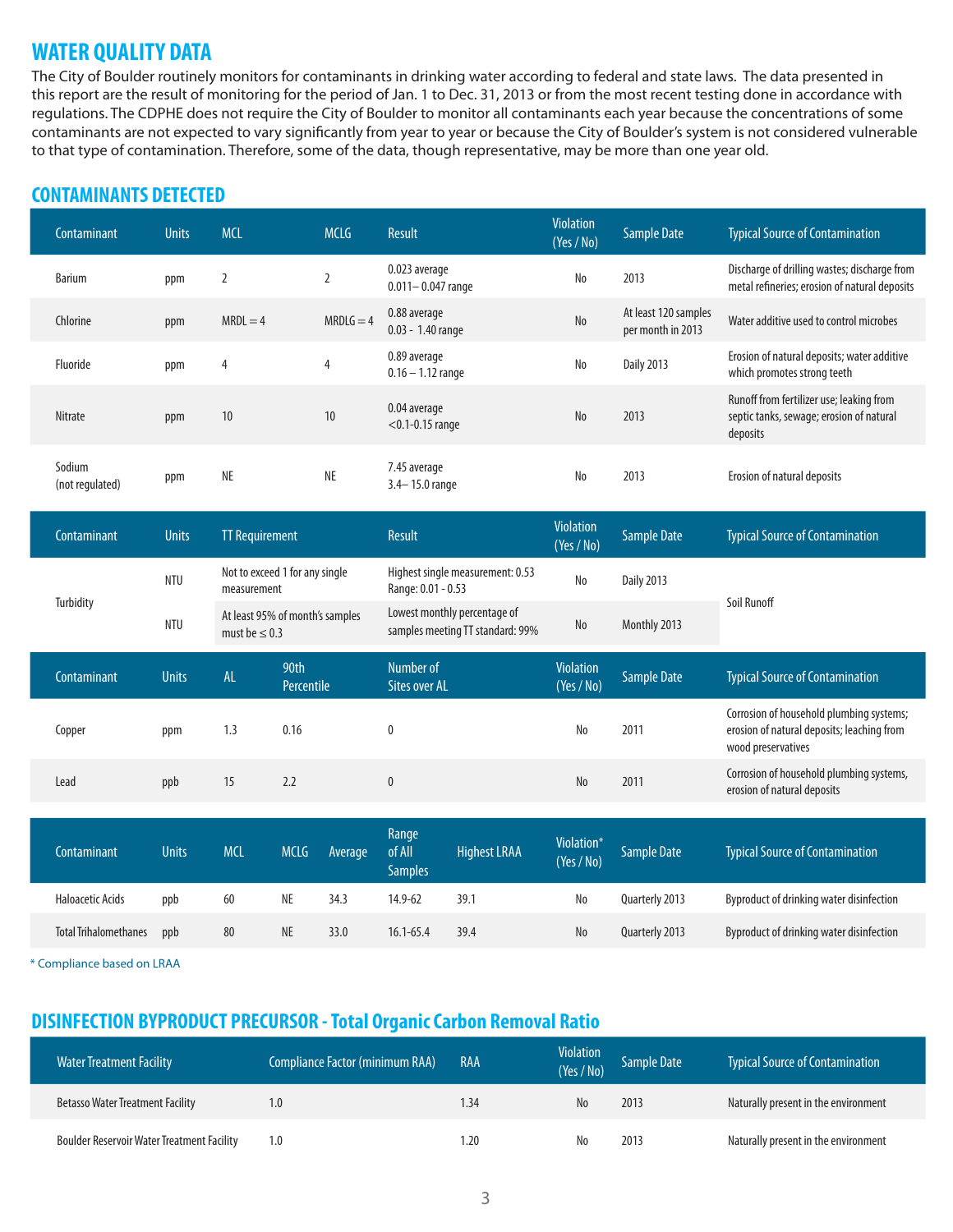## WATER QUALITY DATA

The City of Boulder routinely monitors for contaminants in drinking water according to federal and state laws. The data presented in this report are the result of monitoring for the period of Jan. 1 to Dec. 31, 2013 or from the most recent testing done in accordance with regulations. The CDPHE does not require the City of Boulder to monitor all contaminants each year because the concentrations of some contaminants are not expected to vary significantly from year to year or because the City of Boulder's system is not considered vulnerable to that type of contamination. Therefore, some of the data, though representative, may be more than one year old.

## CONTAMINANTS DETECTED

| Contaminant | Units | MCL | MCLG | Result | Violation (Yes / No) | Sample Date | Typical Source of Contamination |
|---|---|---|---|---|---|---|---|
| Barium | ppm | 2 | 2 | 0.023 average<br>0.011– 0.047 range | No | 2013 | Discharge of drilling wastes; discharge from metal refineries; erosion of natural deposits |
| Chlorine | ppm | MRDL = 4 | MRDLG = 4 | 0.88 average<br>0.03 - 1.40 range | No | At least 120 samples per month in 2013 | Water additive used to control microbes |
| Fluoride | ppm | 4 | 4 | 0.89 average<br>0.16 – 1.12 range | No | Daily 2013 | Erosion of natural deposits; water additive which promotes strong teeth |
| Nitrate | ppm | 10 | 10 | 0.04 average<br><0.1-0.15 range | No | 2013 | Runoff from fertilizer use; leaking from septic tanks, sewage; erosion of natural deposits |
| Sodium (not regulated) | ppm | NE | NE | 7.45 average<br>3.4– 15.0 range | No | 2013 | Erosion of natural deposits |

| Contaminant | Units | TT Requirement | Result | Violation (Yes / No) | Sample Date | Typical Source of Contamination |
|---|---|---|---|---|---|---|
| Turbidity | NTU | Not to exceed 1 for any single measurement | Highest single measurement: 0.53<br>Range: 0.01 - 0.53 | No | Daily 2013 | Soil Runoff |
| | NTU | At least 95% of month's samples must be ≤ 0.3 | Lowest monthly percentage of samples meeting TT standard: 99% | No | Monthly 2013 | |

| Contaminant | Units | AL | 90th Percentile | Number of Sites over AL | Violation (Yes / No) | Sample Date | Typical Source of Contamination |
|---|---|---|---|---|---|---|---|
| Copper | ppm | 1.3 | 0.16 | 0 | No | 2011 | Corrosion of household plumbing systems; erosion of natural deposits; leaching from wood preservatives |
| Lead | ppb | 15 | 2.2 | 0 | No | 2011 | Corrosion of household plumbing systems, erosion of natural deposits |

| Contaminant | Units | MCL | MCLG | Average | Range of All Samples | Highest LRAA | Violation* (Yes / No) | Sample Date | Typical Source of Contamination |
|---|---|---|---|---|---|---|---|---|---|
| Haloacetic Acids | ppb | 60 | NE | 34.3 | 14.9-62 | 39.1 | No | Quarterly 2013 | Byproduct of drinking water disinfection |
| Total Trihalomethanes | ppb | 80 | NE | 33.0 | 16.1-65.4 | 39.4 | No | Quarterly 2013 | Byproduct of drinking water disinfection |

* Compliance based on LRAA

## DISINFECTION BYPRODUCT PRECURSOR - Total Organic Carbon Removal Ratio

| Water Treatment Facility | Compliance Factor (minimum RAA) | RAA | Violation (Yes / No) | Sample Date | Typical Source of Contamination |
|---|---|---|---|---|---|
| Betasso Water Treatment Facility | 1.0 | 1.34 | No | 2013 | Naturally present in the environment |
| Boulder Reservoir Water Treatment Facility | 1.0 | 1.20 | No | 2013 | Naturally present in the environment |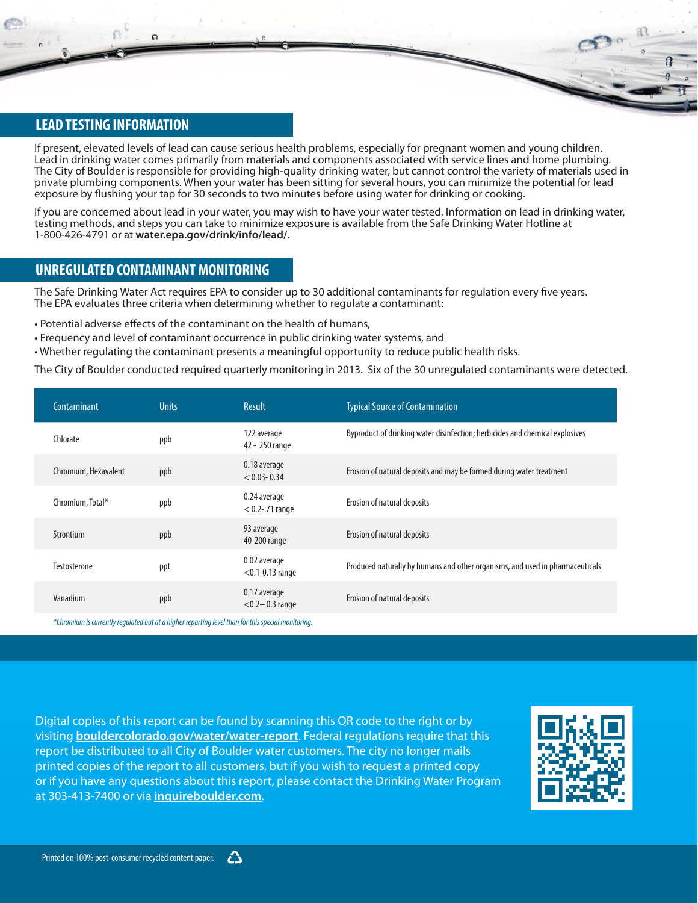## LEAD TESTING INFORMATION

If present, elevated levels of lead can cause serious health problems, especially for pregnant women and young children. Lead in drinking water comes primarily from materials and components associated with service lines and home plumbing. The City of Boulder is responsible for providing high-quality drinking water, but cannot control the variety of materials used in private plumbing components. When your water has been sitting for several hours, you can minimize the potential for lead exposure by flushing your tap for 30 seconds to two minutes before using water for drinking or cooking.

If you are concerned about lead in your water, you may wish to have your water tested. Information on lead in drinking water, testing methods, and steps you can take to minimize exposure is available from the Safe Drinking Water Hotline at 1-800-426-4791 or at **water.epa.gov/drink/info/lead/**.

## UNREGULATED CONTAMINANT MONITORING

The Safe Drinking Water Act requires EPA to consider up to 30 additional contaminants for regulation every five years. The EPA evaluates three criteria when determining whether to regulate a contaminant:

- Potential adverse effects of the contaminant on the health of humans,
- Frequency and level of contaminant occurrence in public drinking water systems, and
- Whether regulating the contaminant presents a meaningful opportunity to reduce public health risks.

The City of Boulder conducted required quarterly monitoring in 2013. Six of the 30 unregulated contaminants were detected.

| Contaminant | Units | Result | Typical Source of Contamination |
|---|---|---|---|
| Chlorate | ppb | 122 average<br>42 - 250 range | Byproduct of drinking water disinfection; herbicides and chemical explosives |
| Chromium, Hexavalent | ppb | 0.18 average<br>< 0.03- 0.34 | Erosion of natural deposits and may be formed during water treatment |
| Chromium, Total* | ppb | 0.24 average<br>< 0.2-.71 range | Erosion of natural deposits |
| Strontium | ppb | 93 average<br>40-200 range | Erosion of natural deposits |
| Testosterone | ppt | 0.02 average<br><0.1-0.13 range | Produced naturally by humans and other organisms, and used in pharmaceuticals |
| Vanadium | ppb | 0.17 average<br><0.2– 0.3 range | Erosion of natural deposits |

*\*Chromium is currently regulated but at a higher reporting level than for this special monitoring.*

Digital copies of this report can be found by scanning this QR code to the right or by visiting **bouldercolorado.gov/water/water-report**. Federal regulations require that this report be distributed to all City of Boulder water customers. The city no longer mails printed copies of the report to all customers, but if you wish to request a printed copy or if you have any questions about this report, please contact the Drinking Water Program at 303-413-7400 or via **inquireboulder.com**.

Printed on 100% post-consumer recycled content paper.